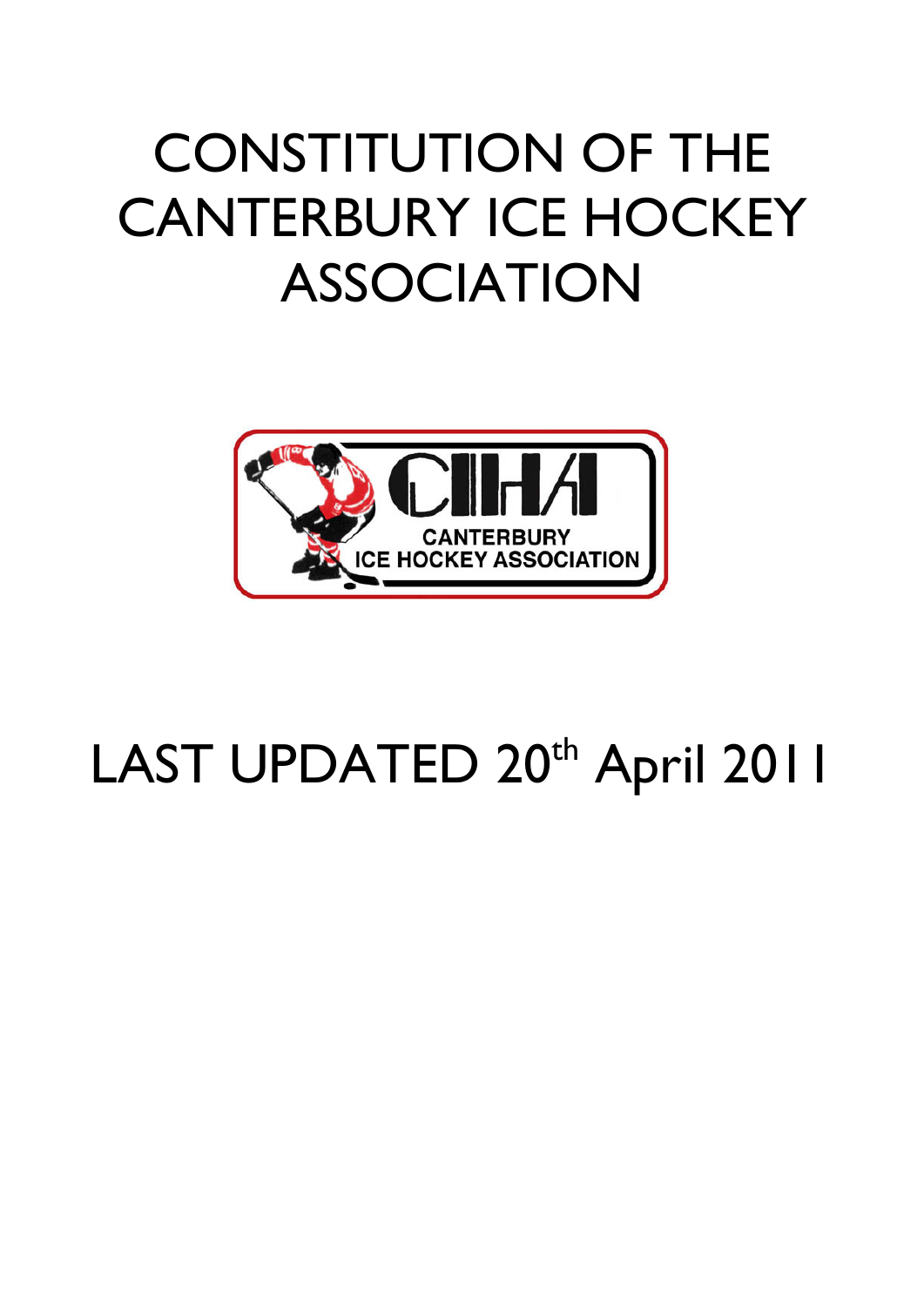# CONSTITUTION OF THE CANTERBURY ICE HOCKEY ASSOCIATION

LAST UPDATED 20th April 2011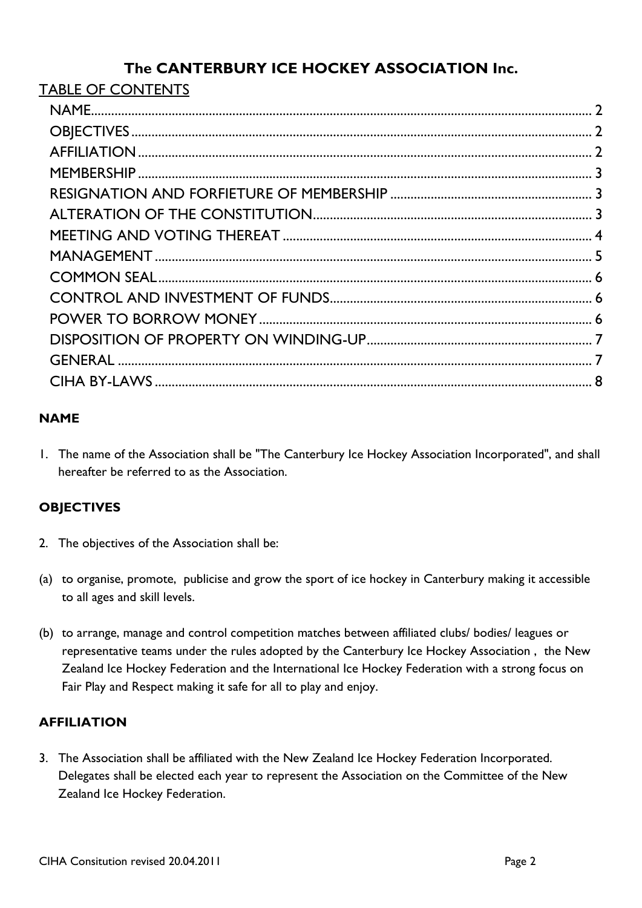# The CANTERBURY ICE HOCKEY ASSOCIATION Inc.

## TABLE OF CONTENTS

| | |
|---|---|
| NAME | 2 |
| OBJECTIVES | 2 |
| AFFILIATION | 2 |
| MEMBERSHIP | 3 |
| RESIGNATION AND FORFIETURE OF MEMBERSHIP | 3 |
| ALTERATION OF THE CONSTITUTION | 3 |
| MEETING AND VOTING THEREAT | 4 |
| MANAGEMENT | 5 |
| COMMON SEAL | 6 |
| CONTROL AND INVESTMENT OF FUNDS | 6 |
| POWER TO BORROW MONEY | 6 |
| DISPOSITION OF PROPERTY ON WINDING-UP | 7 |
| GENERAL | 7 |
| CIHA BY-LAWS | 8 |

### NAME

1. The name of the Association shall be "The Canterbury Ice Hockey Association Incorporated", and shall hereafter be referred to as the Association.

### OBJECTIVES

2. The objectives of the Association shall be:

(a) to organise, promote, publicise and grow the sport of ice hockey in Canterbury making it accessible to all ages and skill levels.

(b) to arrange, manage and control competition matches between affiliated clubs/ bodies/ leagues or representative teams under the rules adopted by the Canterbury Ice Hockey Association , the New Zealand Ice Hockey Federation and the International Ice Hockey Federation with a strong focus on Fair Play and Respect making it safe for all to play and enjoy.

### AFFILIATION

3. The Association shall be affiliated with the New Zealand Ice Hockey Federation Incorporated. Delegates shall be elected each year to represent the Association on the Committee of the New Zealand Ice Hockey Federation.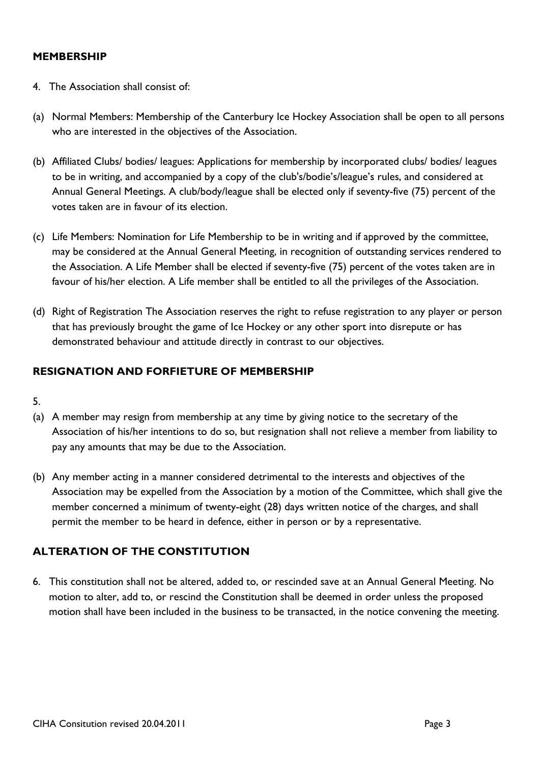## MEMBERSHIP

4. The Association shall consist of:

(a) Normal Members: Membership of the Canterbury Ice Hockey Association shall be open to all persons who are interested in the objectives of the Association.

(b) Affiliated Clubs/ bodies/ leagues: Applications for membership by incorporated clubs/ bodies/ leagues to be in writing, and accompanied by a copy of the club's/bodie's/league's rules, and considered at Annual General Meetings. A club/body/league shall be elected only if seventy-five (75) percent of the votes taken are in favour of its election.

(c) Life Members: Nomination for Life Membership to be in writing and if approved by the committee, may be considered at the Annual General Meeting, in recognition of outstanding services rendered to the Association. A Life Member shall be elected if seventy-five (75) percent of the votes taken are in favour of his/her election. A Life member shall be entitled to all the privileges of the Association.

(d) Right of Registration The Association reserves the right to refuse registration to any player or person that has previously brought the game of Ice Hockey or any other sport into disrepute or has demonstrated behaviour and attitude directly in contrast to our objectives.

## RESIGNATION AND FORFIETURE OF MEMBERSHIP

5.

(a) A member may resign from membership at any time by giving notice to the secretary of the Association of his/her intentions to do so, but resignation shall not relieve a member from liability to pay any amounts that may be due to the Association.

(b) Any member acting in a manner considered detrimental to the interests and objectives of the Association may be expelled from the Association by a motion of the Committee, which shall give the member concerned a minimum of twenty-eight (28) days written notice of the charges, and shall permit the member to be heard in defence, either in person or by a representative.

## ALTERATION OF THE CONSTITUTION

6. This constitution shall not be altered, added to, or rescinded save at an Annual General Meeting. No motion to alter, add to, or rescind the Constitution shall be deemed in order unless the proposed motion shall have been included in the business to be transacted, in the notice convening the meeting.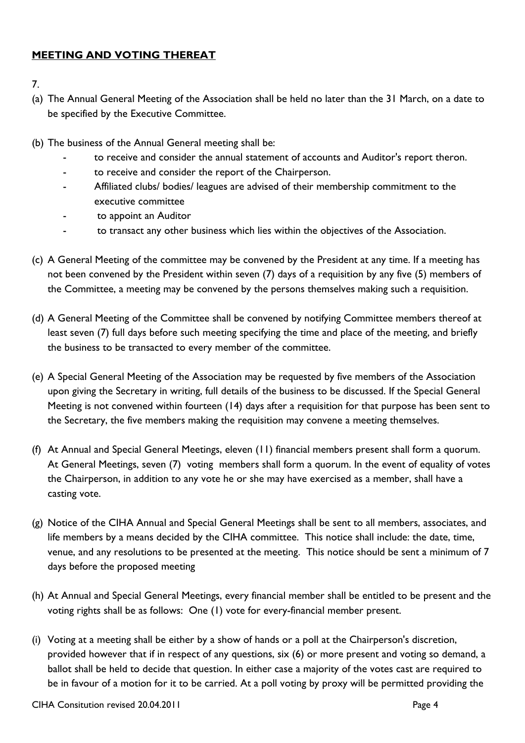## **MEETING AND VOTING THEREAT**

7.

(a) The Annual General Meeting of the Association shall be held no later than the 31 March, on a date to be specified by the Executive Committee.

(b) The business of the Annual General meeting shall be:

- to receive and consider the annual statement of accounts and Auditor's report theron.
- to receive and consider the report of the Chairperson.
- Affiliated clubs/ bodies/ leagues are advised of their membership commitment to the executive committee
- to appoint an Auditor
- to transact any other business which lies within the objectives of the Association.

(c) A General Meeting of the committee may be convened by the President at any time. If a meeting has not been convened by the President within seven (7) days of a requisition by any five (5) members of the Committee, a meeting may be convened by the persons themselves making such a requisition.

(d) A General Meeting of the Committee shall be convened by notifying Committee members thereof at least seven (7) full days before such meeting specifying the time and place of the meeting, and briefly the business to be transacted to every member of the committee.

(e) A Special General Meeting of the Association may be requested by five members of the Association upon giving the Secretary in writing, full details of the business to be discussed. If the Special General Meeting is not convened within fourteen (14) days after a requisition for that purpose has been sent to the Secretary, the five members making the requisition may convene a meeting themselves.

(f) At Annual and Special General Meetings, eleven (11) financial members present shall form a quorum. At General Meetings, seven (7) voting members shall form a quorum. In the event of equality of votes the Chairperson, in addition to any vote he or she may have exercised as a member, shall have a casting vote.

(g) Notice of the CIHA Annual and Special General Meetings shall be sent to all members, associates, and life members by a means decided by the CIHA committee. This notice shall include: the date, time, venue, and any resolutions to be presented at the meeting. This notice should be sent a minimum of 7 days before the proposed meeting

(h) At Annual and Special General Meetings, every financial member shall be entitled to be present and the voting rights shall be as follows: One (1) vote for every-financial member present.

(i) Voting at a meeting shall be either by a show of hands or a poll at the Chairperson's discretion, provided however that if in respect of any questions, six (6) or more present and voting so demand, a ballot shall be held to decide that question. In either case a majority of the votes cast are required to be in favour of a motion for it to be carried. At a poll voting by proxy will be permitted providing the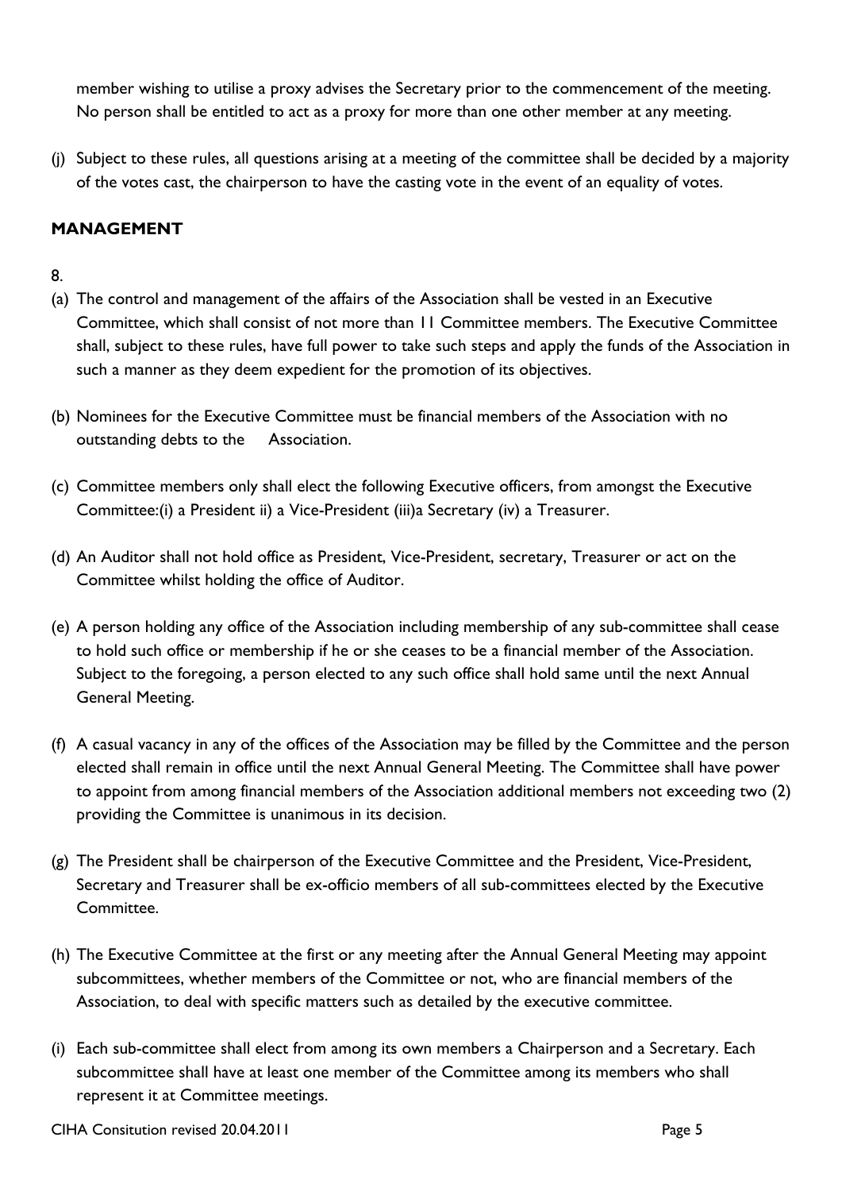member wishing to utilise a proxy advises the Secretary prior to the commencement of the meeting. No person shall be entitled to act as a proxy for more than one other member at any meeting.

(j) Subject to these rules, all questions arising at a meeting of the committee shall be decided by a majority of the votes cast, the chairperson to have the casting vote in the event of an equality of votes.

## MANAGEMENT

8.

(a) The control and management of the affairs of the Association shall be vested in an Executive Committee, which shall consist of not more than 11 Committee members. The Executive Committee shall, subject to these rules, have full power to take such steps and apply the funds of the Association in such a manner as they deem expedient for the promotion of its objectives.

(b) Nominees for the Executive Committee must be financial members of the Association with no outstanding debts to the Association.

(c) Committee members only shall elect the following Executive officers, from amongst the Executive Committee:(i) a President ii) a Vice-President (iii)a Secretary (iv) a Treasurer.

(d) An Auditor shall not hold office as President, Vice-President, secretary, Treasurer or act on the Committee whilst holding the office of Auditor.

(e) A person holding any office of the Association including membership of any sub-committee shall cease to hold such office or membership if he or she ceases to be a financial member of the Association. Subject to the foregoing, a person elected to any such office shall hold same until the next Annual General Meeting.

(f) A casual vacancy in any of the offices of the Association may be filled by the Committee and the person elected shall remain in office until the next Annual General Meeting. The Committee shall have power to appoint from among financial members of the Association additional members not exceeding two (2) providing the Committee is unanimous in its decision.

(g) The President shall be chairperson of the Executive Committee and the President, Vice-President, Secretary and Treasurer shall be ex-officio members of all sub-committees elected by the Executive Committee.

(h) The Executive Committee at the first or any meeting after the Annual General Meeting may appoint subcommittees, whether members of the Committee or not, who are financial members of the Association, to deal with specific matters such as detailed by the executive committee.

(i) Each sub-committee shall elect from among its own members a Chairperson and a Secretary. Each subcommittee shall have at least one member of the Committee among its members who shall represent it at Committee meetings.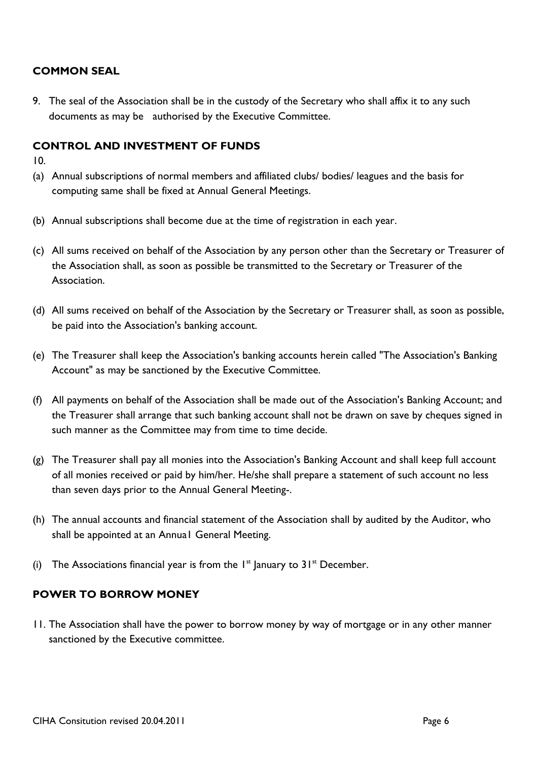## COMMON SEAL

9. The seal of the Association shall be in the custody of the Secretary who shall affix it to any such documents as may be authorised by the Executive Committee.

## CONTROL AND INVESTMENT OF FUNDS

10.

(a) Annual subscriptions of normal members and affiliated clubs/ bodies/ leagues and the basis for computing same shall be fixed at Annual General Meetings.

(b) Annual subscriptions shall become due at the time of registration in each year.

(c) All sums received on behalf of the Association by any person other than the Secretary or Treasurer of the Association shall, as soon as possible be transmitted to the Secretary or Treasurer of the Association.

(d) All sums received on behalf of the Association by the Secretary or Treasurer shall, as soon as possible, be paid into the Association's banking account.

(e) The Treasurer shall keep the Association's banking accounts herein called "The Association's Banking Account" as may be sanctioned by the Executive Committee.

(f) All payments on behalf of the Association shall be made out of the Association's Banking Account; and the Treasurer shall arrange that such banking account shall not be drawn on save by cheques signed in such manner as the Committee may from time to time decide.

(g) The Treasurer shall pay all monies into the Association's Banking Account and shall keep full account of all monies received or paid by him/her. He/she shall prepare a statement of such account no less than seven days prior to the Annual General Meeting-.

(h) The annual accounts and financial statement of the Association shall by audited by the Auditor, who shall be appointed at an Annua1 General Meeting.

(i) The Associations financial year is from the 1st January to 31st December.

## POWER TO BORROW MONEY

11. The Association shall have the power to borrow money by way of mortgage or in any other manner sanctioned by the Executive committee.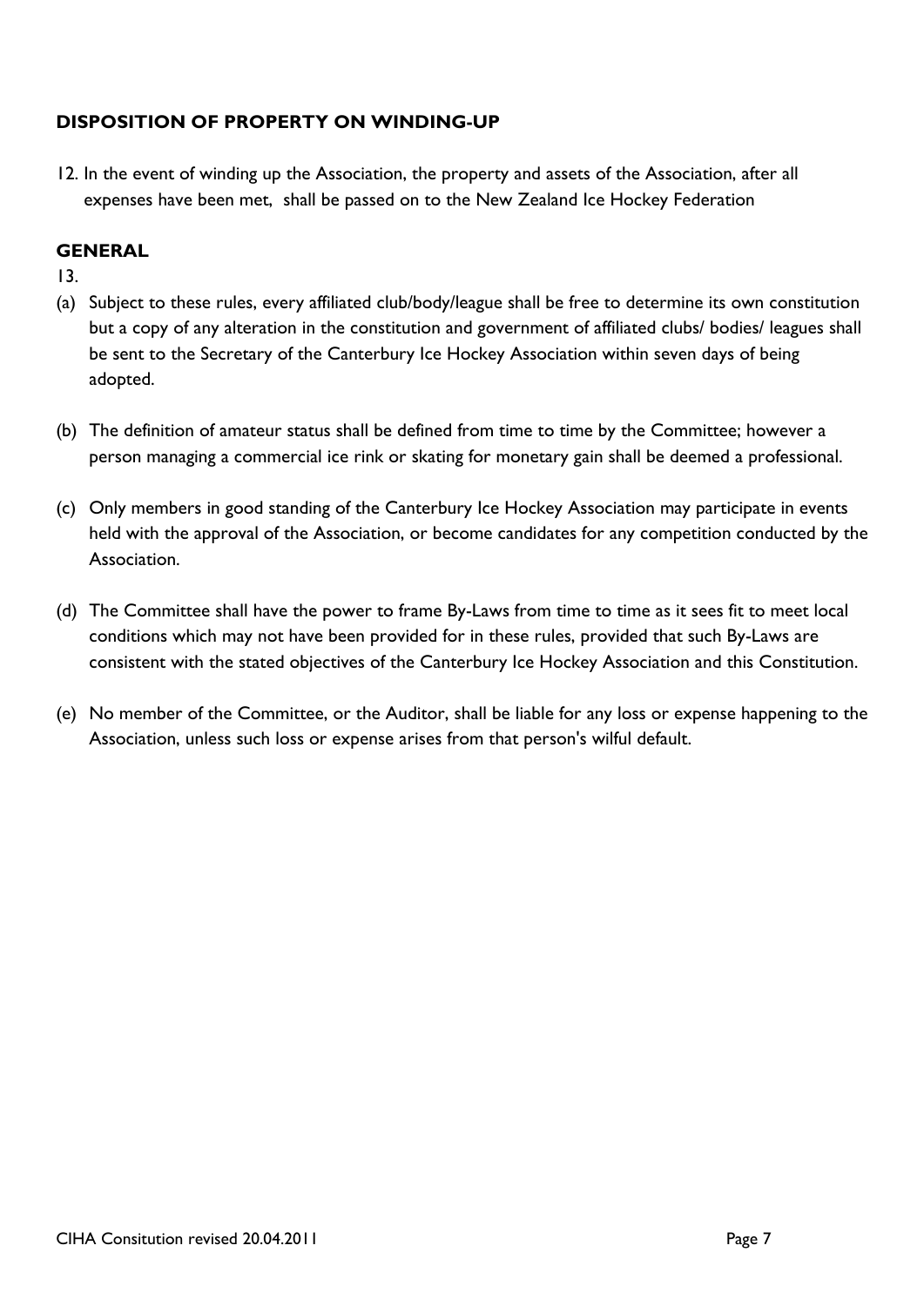## DISPOSITION OF PROPERTY ON WINDING-UP

12. In the event of winding up the Association, the property and assets of the Association, after all expenses have been met, shall be passed on to the New Zealand Ice Hockey Federation

## GENERAL

13.

(a) Subject to these rules, every affiliated club/body/league shall be free to determine its own constitution but a copy of any alteration in the constitution and government of affiliated clubs/ bodies/ leagues shall be sent to the Secretary of the Canterbury Ice Hockey Association within seven days of being adopted.

(b) The definition of amateur status shall be defined from time to time by the Committee; however a person managing a commercial ice rink or skating for monetary gain shall be deemed a professional.

(c) Only members in good standing of the Canterbury Ice Hockey Association may participate in events held with the approval of the Association, or become candidates for any competition conducted by the Association.

(d) The Committee shall have the power to frame By-Laws from time to time as it sees fit to meet local conditions which may not have been provided for in these rules, provided that such By-Laws are consistent with the stated objectives of the Canterbury Ice Hockey Association and this Constitution.

(e) No member of the Committee, or the Auditor, shall be liable for any loss or expense happening to the Association, unless such loss or expense arises from that person's wilful default.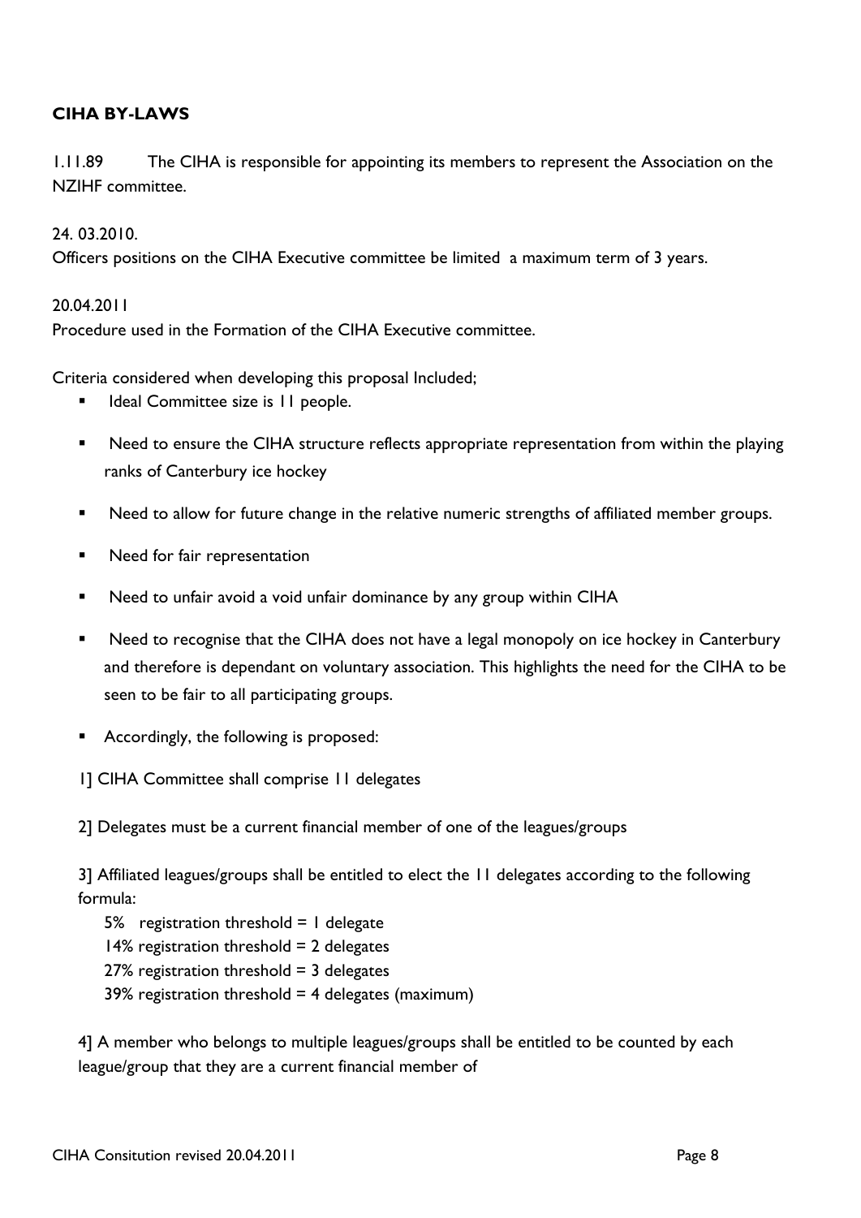**CIHA BY-LAWS**

1.11.89 The CIHA is responsible for appointing its members to represent the Association on the NZIHF committee.

24. 03.2010.

Officers positions on the CIHA Executive committee be limited a maximum term of 3 years.

20.04.2011

Procedure used in the Formation of the CIHA Executive committee.

Criteria considered when developing this proposal Included;

- Ideal Committee size is 11 people.
- Need to ensure the CIHA structure reflects appropriate representation from within the playing ranks of Canterbury ice hockey
- Need to allow for future change in the relative numeric strengths of affiliated member groups.
- Need for fair representation
- Need to unfair avoid a void unfair dominance by any group within CIHA
- Need to recognise that the CIHA does not have a legal monopoly on ice hockey in Canterbury and therefore is dependant on voluntary association. This highlights the need for the CIHA to be seen to be fair to all participating groups.
- Accordingly, the following is proposed:

1] CIHA Committee shall comprise 11 delegates

2] Delegates must be a current financial member of one of the leagues/groups

3] Affiliated leagues/groups shall be entitled to elect the 11 delegates according to the following formula:

5% registration threshold = 1 delegate
14% registration threshold = 2 delegates
27% registration threshold = 3 delegates
39% registration threshold = 4 delegates (maximum)

4] A member who belongs to multiple leagues/groups shall be entitled to be counted by each league/group that they are a current financial member of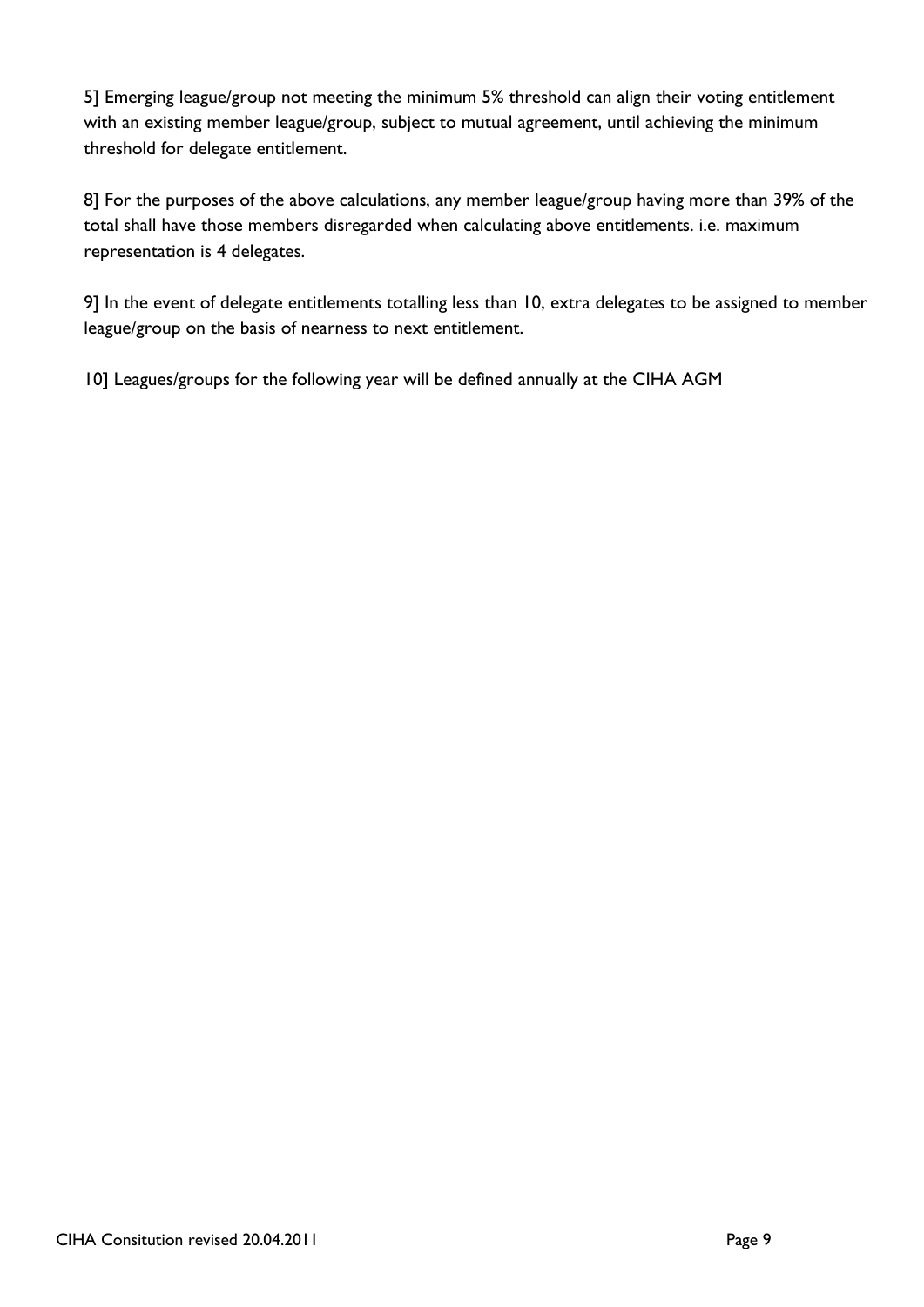5] Emerging league/group not meeting the minimum 5% threshold can align their voting entitlement with an existing member league/group, subject to mutual agreement, until achieving the minimum threshold for delegate entitlement.

8] For the purposes of the above calculations, any member league/group having more than 39% of the total shall have those members disregarded when calculating above entitlements. i.e. maximum representation is 4 delegates.

9] In the event of delegate entitlements totalling less than 10, extra delegates to be assigned to member league/group on the basis of nearness to next entitlement.

10] Leagues/groups for the following year will be defined annually at the CIHA AGM